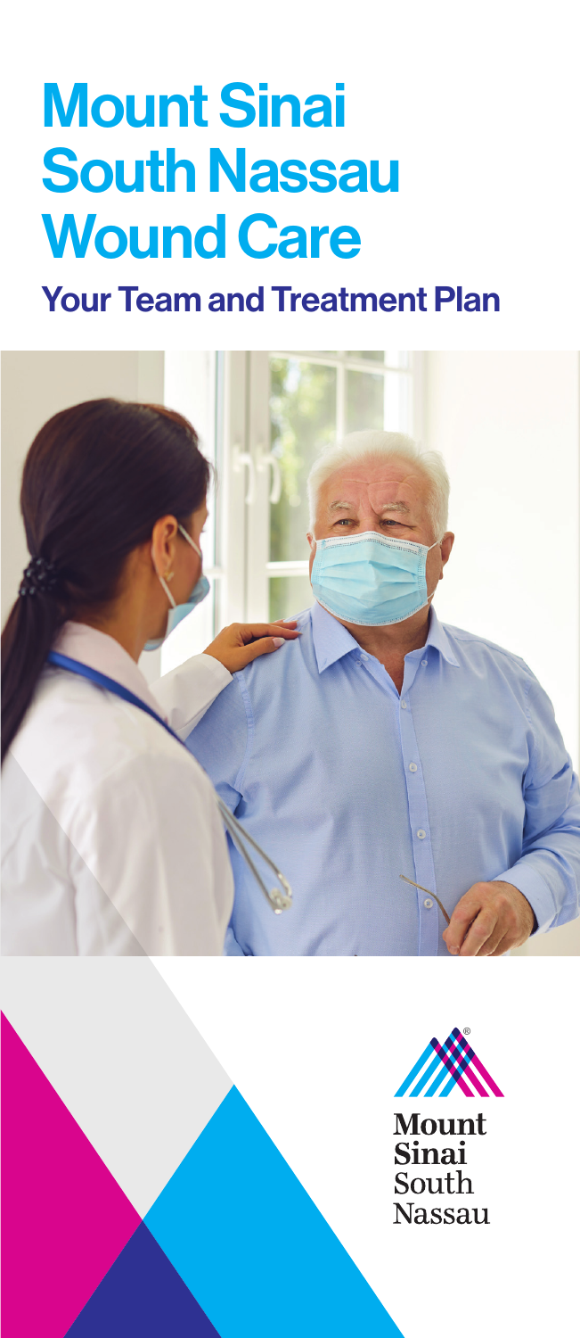# Mount Sinai South Nassau Wound Care

## Your Team and Treatment Plan

Mount Sinai South Nassau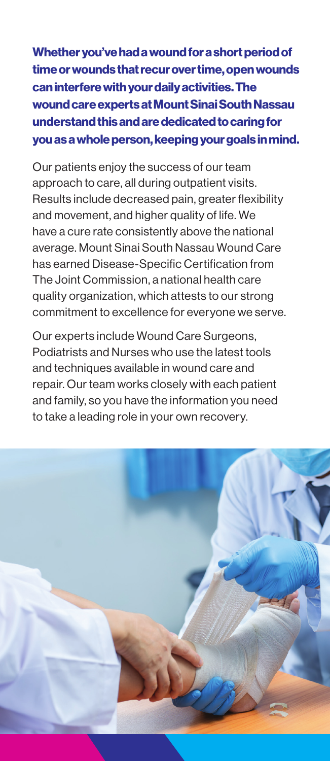**Whether you've had a wound for a short period of time or wounds that recur over time, open wounds can interfere with your daily activities. The wound care experts at Mount Sinai South Nassau understand this and are dedicated to caring for you as a whole person, keeping your goals in mind.**

Our patients enjoy the success of our team approach to care, all during outpatient visits. Results include decreased pain, greater flexibility and movement, and higher quality of life. We have a cure rate consistently above the national average. Mount Sinai South Nassau Wound Care has earned Disease-Specific Certification from The Joint Commission, a national health care quality organization, which attests to our strong commitment to excellence for everyone we serve.

Our experts include Wound Care Surgeons, Podiatrists and Nurses who use the latest tools and techniques available in wound care and repair. Our team works closely with each patient and family, so you have the information you need to take a leading role in your own recovery.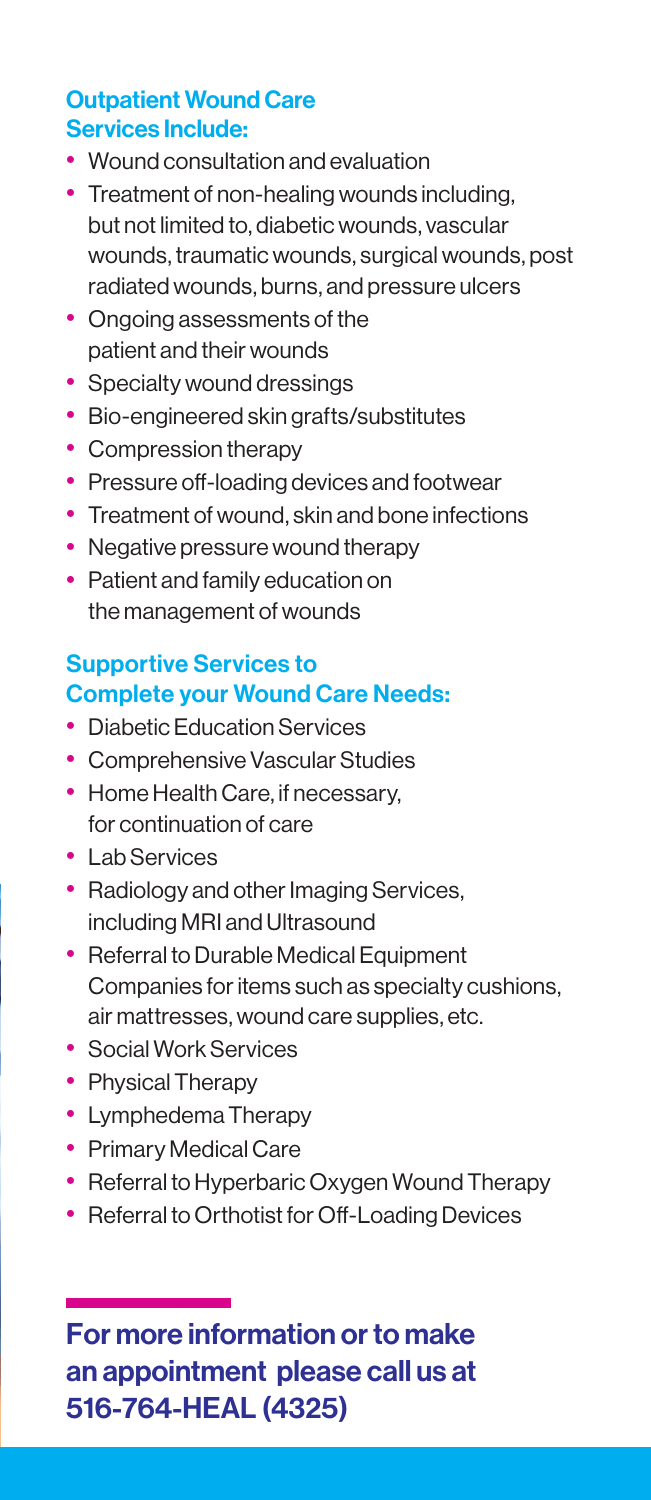### Outpatient Wound Care Services Include:

- Wound consultation and evaluation
- Treatment of non-healing wounds including, but not limited to, diabetic wounds, vascular wounds, traumatic wounds, surgical wounds, post radiated wounds, burns, and pressure ulcers
- Ongoing assessments of the patient and their wounds
- Specialty wound dressings
- Bio-engineered skin grafts/substitutes
- Compression therapy
- Pressure off-loading devices and footwear
- Treatment of wound, skin and bone infections
- Negative pressure wound therapy
- Patient and family education on the management of wounds

### Supportive Services to Complete your Wound Care Needs:

- Diabetic Education Services
- Comprehensive Vascular Studies
- Home Health Care, if necessary, for continuation of care
- Lab Services
- Radiology and other Imaging Services, including MRI and Ultrasound
- Referral to Durable Medical Equipment Companies for items such as specialty cushions, air mattresses, wound care supplies, etc.
- Social Work Services
- Physical Therapy
- Lymphedema Therapy
- Primary Medical Care
- Referral to Hyperbaric Oxygen Wound Therapy
- Referral to Orthotist for Off-Loading Devices

## For more information or to make an appointment please call us at 516-764-HEAL (4325)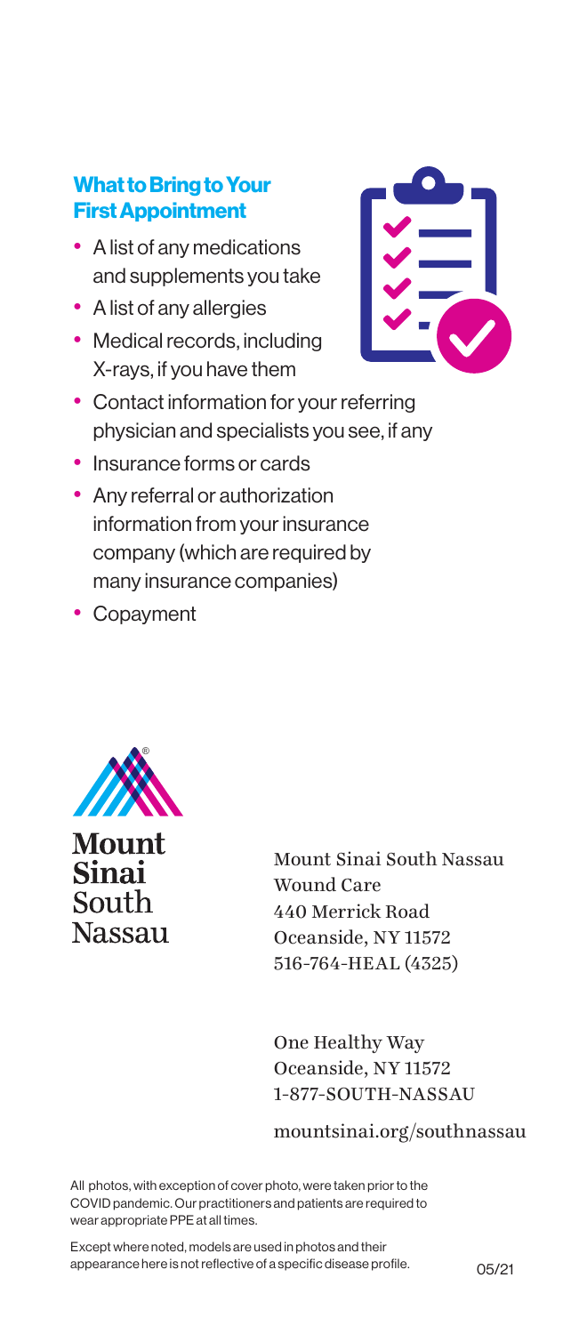## What to Bring to Your First Appointment

- A list of any medications and supplements you take
- A list of any allergies
- Medical records, including X-rays, if you have them
- Contact information for your referring physician and specialists you see, if any
- Insurance forms or cards
- Any referral or authorization information from your insurance company (which are required by many insurance companies)
- Copayment

Mount Sinai South Nassau

Mount Sinai South Nassau
Wound Care
440 Merrick Road
Oceanside, NY 11572
516-764-HEAL (4325)

One Healthy Way
Oceanside, NY 11572
1-877-SOUTH-NASSAU

mountsinai.org/southnassau

All photos, with exception of cover photo, were taken prior to the COVID pandemic. Our practitioners and patients are required to wear appropriate PPE at all times.

Except where noted, models are used in photos and their appearance here is not reflective of a specific disease profile.

05/21